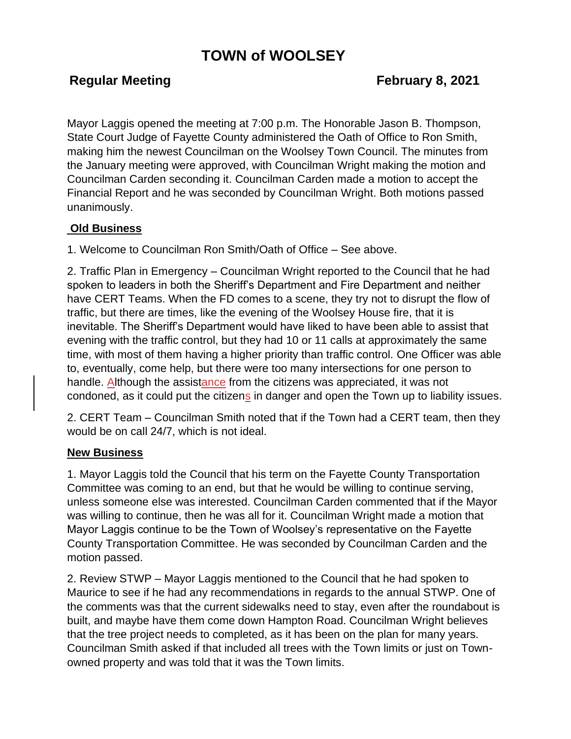# TOWN of WOOLSEY

**Regular Meeting** **February 8, 2021**

Mayor Laggis opened the meeting at 7:00 p.m. The Honorable Jason B. Thompson, State Court Judge of Fayette County administered the Oath of Office to Ron Smith, making him the newest Councilman on the Woolsey Town Council. The minutes from the January meeting were approved, with Councilman Wright making the motion and Councilman Carden seconding it. Councilman Carden made a motion to accept the Financial Report and he was seconded by Councilman Wright. Both motions passed unanimously.

**Old Business**

1. Welcome to Councilman Ron Smith/Oath of Office – See above.

2. Traffic Plan in Emergency – Councilman Wright reported to the Council that he had spoken to leaders in both the Sheriff's Department and Fire Department and neither have CERT Teams. When the FD comes to a scene, they try not to disrupt the flow of traffic, but there are times, like the evening of the Woolsey House fire, that it is inevitable. The Sheriff's Department would have liked to have been able to assist that evening with the traffic control, but they had 10 or 11 calls at approximately the same time, with most of them having a higher priority than traffic control. One Officer was able to, eventually, come help, but there were too many intersections for one person to handle. Although the assistance from the citizens was appreciated, it was not condoned, as it could put the citizens in danger and open the Town up to liability issues.

2. CERT Team – Councilman Smith noted that if the Town had a CERT team, then they would be on call 24/7, which is not ideal.

**New Business**

1. Mayor Laggis told the Council that his term on the Fayette County Transportation Committee was coming to an end, but that he would be willing to continue serving, unless someone else was interested. Councilman Carden commented that if the Mayor was willing to continue, then he was all for it. Councilman Wright made a motion that Mayor Laggis continue to be the Town of Woolsey's representative on the Fayette County Transportation Committee. He was seconded by Councilman Carden and the motion passed.

2. Review STWP – Mayor Laggis mentioned to the Council that he had spoken to Maurice to see if he had any recommendations in regards to the annual STWP. One of the comments was that the current sidewalks need to stay, even after the roundabout is built, and maybe have them come down Hampton Road. Councilman Wright believes that the tree project needs to completed, as it has been on the plan for many years. Councilman Smith asked if that included all trees with the Town limits or just on Town-owned property and was told that it was the Town limits.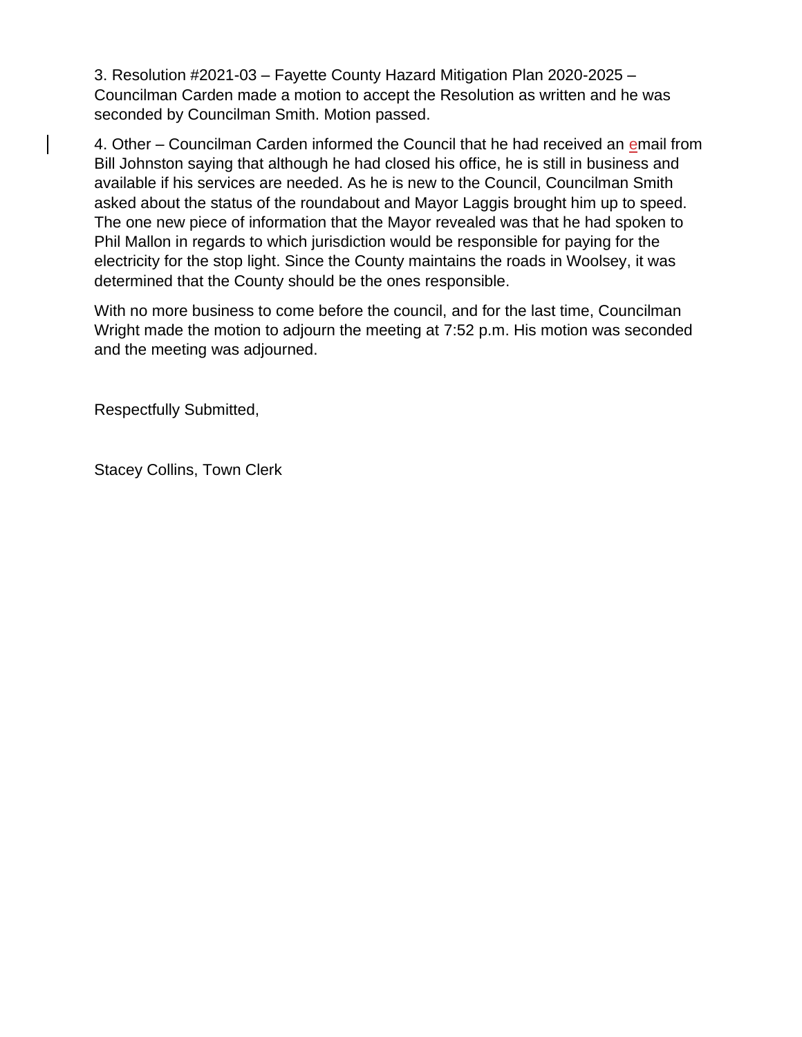3. Resolution #2021-03 – Fayette County Hazard Mitigation Plan 2020-2025 – Councilman Carden made a motion to accept the Resolution as written and he was seconded by Councilman Smith. Motion passed.

4. Other – Councilman Carden informed the Council that he had received an email from Bill Johnston saying that although he had closed his office, he is still in business and available if his services are needed. As he is new to the Council, Councilman Smith asked about the status of the roundabout and Mayor Laggis brought him up to speed. The one new piece of information that the Mayor revealed was that he had spoken to Phil Mallon in regards to which jurisdiction would be responsible for paying for the electricity for the stop light. Since the County maintains the roads in Woolsey, it was determined that the County should be the ones responsible.

With no more business to come before the council, and for the last time, Councilman Wright made the motion to adjourn the meeting at 7:52 p.m. His motion was seconded and the meeting was adjourned.

Respectfully Submitted,

Stacey Collins, Town Clerk